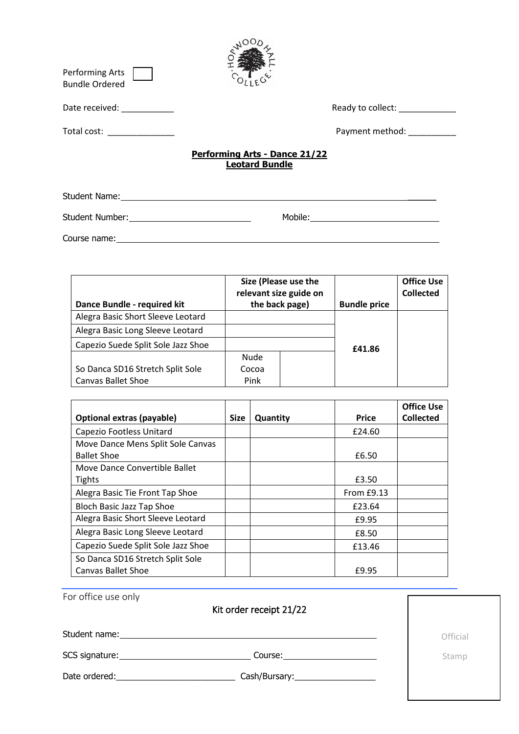Performing Arts Bundle Ordered ☐

Date received: ___________ Ready to collect: ____________

Total cost: ______________ Payment method: __________

## Performing Arts - Dance 21/22
## Leotard Bundle

Student Name: ________________________________________________

Student Number: ____________________ Mobile: ____________________

Course name: ________________________________________________

| Dance Bundle - required kit | Size (Please use the relevant size guide on the back page) | | Bundle price | Office Use Collected |
|---|---|---|---|---|
| Alegra Basic Short Sleeve Leotard | | | £41.86 | |
| Alegra Basic Long Sleeve Leotard | | | | |
| Capezio Suede Split Sole Jazz Shoe | | | | |
| So Danca SD16 Stretch Split Sole Canvas Ballet Shoe | Nude<br>Cocoa<br>Pink | | | |

| Optional extras (payable) | Size | Quantity | Price | Office Use Collected |
|---|---|---|---|---|
| Capezio Footless Unitard | | | £24.60 | |
| Move Dance Mens Split Sole Canvas Ballet Shoe | | | £6.50 | |
| Move Dance Convertible Ballet Tights | | | £3.50 | |
| Alegra Basic Tie Front Tap Shoe | | | From £9.13 | |
| Bloch Basic Jazz Tap Shoe | | | £23.64 | |
| Alegra Basic Short Sleeve Leotard | | | £9.95 | |
| Alegra Basic Long Sleeve Leotard | | | £8.50 | |
| Capezio Suede Split Sole Jazz Shoe | | | £13.46 | |
| So Danca SD16 Stretch Split Sole Canvas Ballet Shoe | | | £9.95 | |

---

For office use only

Kit order receipt 21/22

Student name: ________________________________________________

SCS signature: ____________________ Course: ____________________

Date ordered: ____________________ Cash/Bursary: ____________________

Official Stamp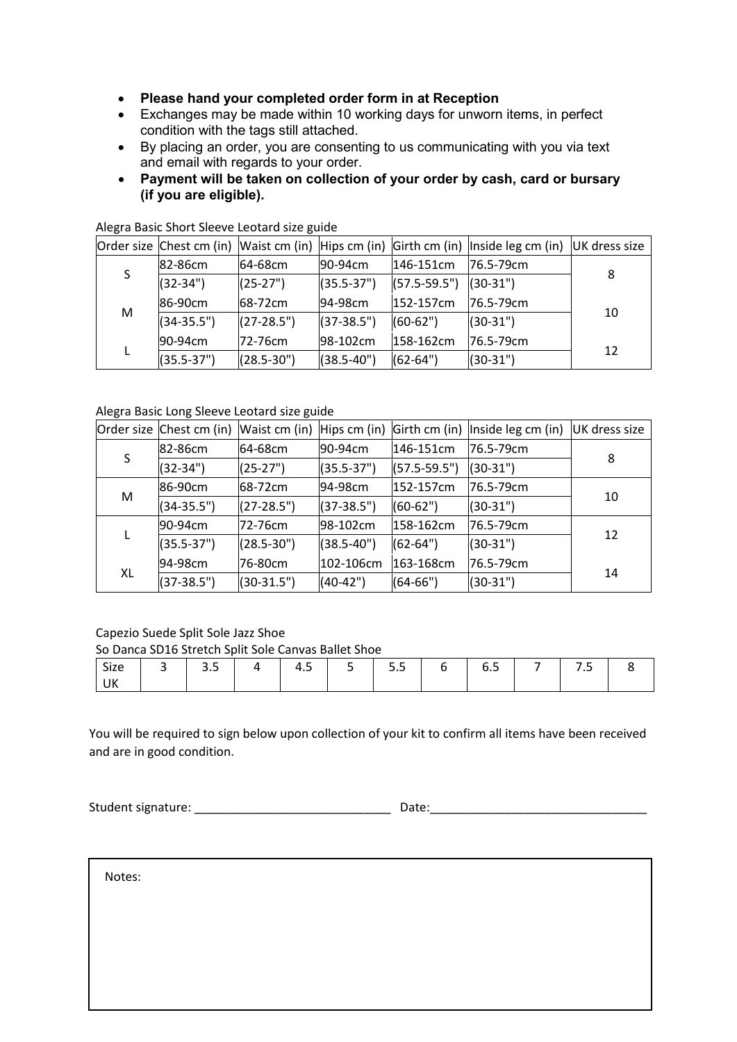- **Please hand your completed order form in at Reception**
- Exchanges may be made within 10 working days for unworn items, in perfect condition with the tags still attached.
- By placing an order, you are consenting to us communicating with you via text and email with regards to your order.
- **Payment will be taken on collection of your order by cash, card or bursary (if you are eligible).**

Alegra Basic Short Sleeve Leotard size guide

| Order size | Chest cm (in) | Waist cm (in) | Hips cm (in) | Girth cm (in) | Inside leg cm (in) | UK dress size |
|---|---|---|---|---|---|---|
| S | 82-86cm | 64-68cm | 90-94cm | 146-151cm | 76.5-79cm | 8 |
| | (32-34") | (25-27") | (35.5-37") | (57.5-59.5") | (30-31") | |
| M | 86-90cm | 68-72cm | 94-98cm | 152-157cm | 76.5-79cm | 10 |
| | (34-35.5") | (27-28.5") | (37-38.5") | (60-62") | (30-31") | |
| L | 90-94cm | 72-76cm | 98-102cm | 158-162cm | 76.5-79cm | 12 |
| | (35.5-37") | (28.5-30") | (38.5-40") | (62-64") | (30-31") | |

Alegra Basic Long Sleeve Leotard size guide

| Order size | Chest cm (in) | Waist cm (in) | Hips cm (in) | Girth cm (in) | Inside leg cm (in) | UK dress size |
|---|---|---|---|---|---|---|
| S | 82-86cm | 64-68cm | 90-94cm | 146-151cm | 76.5-79cm | 8 |
| | (32-34") | (25-27") | (35.5-37") | (57.5-59.5") | (30-31") | |
| M | 86-90cm | 68-72cm | 94-98cm | 152-157cm | 76.5-79cm | 10 |
| | (34-35.5") | (27-28.5") | (37-38.5") | (60-62") | (30-31") | |
| L | 90-94cm | 72-76cm | 98-102cm | 158-162cm | 76.5-79cm | 12 |
| | (35.5-37") | (28.5-30") | (38.5-40") | (62-64") | (30-31") | |
| XL | 94-98cm | 76-80cm | 102-106cm | 163-168cm | 76.5-79cm | 14 |
| | (37-38.5") | (30-31.5") | (40-42") | (64-66") | (30-31") | |

Capezio Suede Split Sole Jazz Shoe

So Danca SD16 Stretch Split Sole Canvas Ballet Shoe

| Size UK | 3 | 3.5 | 4 | 4.5 | 5 | 5.5 | 6 | 6.5 | 7 | 7.5 | 8 |
|---|---|---|---|---|---|---|---|---|---|---|---|

You will be required to sign below upon collection of your kit to confirm all items have been received and are in good condition.

Student signature: _____________________________ Date:_______________________________

Notes: